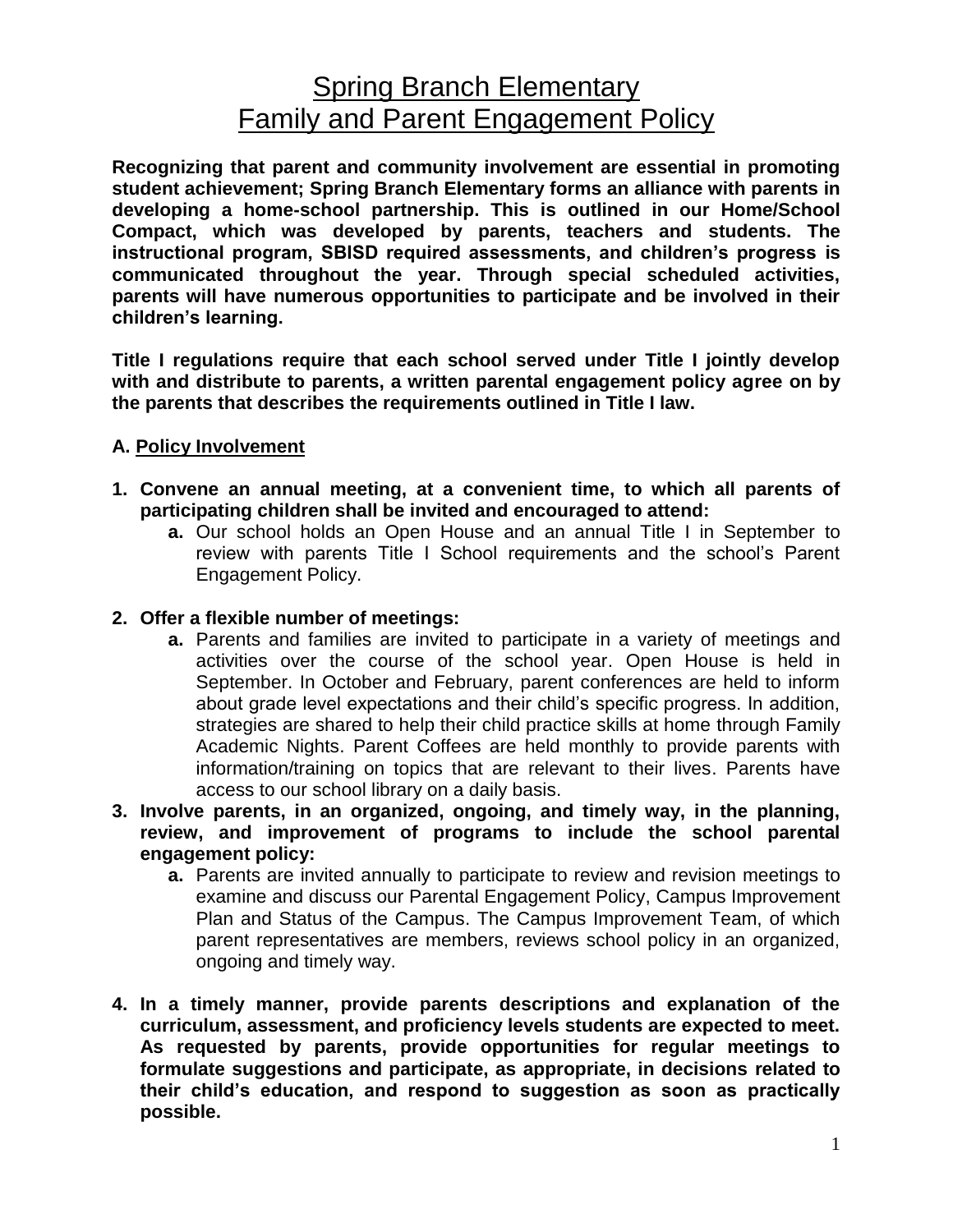# Spring Branch Elementary
# Family and Parent Engagement Policy

**Recognizing that parent and community involvement are essential in promoting student achievement; Spring Branch Elementary forms an alliance with parents in developing a home-school partnership. This is outlined in our Home/School Compact, which was developed by parents, teachers and students. The instructional program, SBISD required assessments, and children's progress is communicated throughout the year. Through special scheduled activities, parents will have numerous opportunities to participate and be involved in their children's learning.**

**Title I regulations require that each school served under Title I jointly develop with and distribute to parents, a written parental engagement policy agree on by the parents that describes the requirements outlined in Title I law.**

### A. Policy Involvement

1. **Convene an annual meeting, at a convenient time, to which all parents of participating children shall be invited and encouraged to attend:**
    a. Our school holds an Open House and an annual Title I in September to review with parents Title I School requirements and the school's Parent Engagement Policy.

2. **Offer a flexible number of meetings:**
    a. Parents and families are invited to participate in a variety of meetings and activities over the course of the school year. Open House is held in September. In October and February, parent conferences are held to inform about grade level expectations and their child's specific progress. In addition, strategies are shared to help their child practice skills at home through Family Academic Nights. Parent Coffees are held monthly to provide parents with information/training on topics that are relevant to their lives. Parents have access to our school library on a daily basis.

3. **Involve parents, in an organized, ongoing, and timely way, in the planning, review, and improvement of programs to include the school parental engagement policy:**
    a. Parents are invited annually to participate to review and revision meetings to examine and discuss our Parental Engagement Policy, Campus Improvement Plan and Status of the Campus. The Campus Improvement Team, of which parent representatives are members, reviews school policy in an organized, ongoing and timely way.

4. **In a timely manner, provide parents descriptions and explanation of the curriculum, assessment, and proficiency levels students are expected to meet. As requested by parents, provide opportunities for regular meetings to formulate suggestions and participate, as appropriate, in decisions related to their child's education, and respond to suggestion as soon as practically possible.**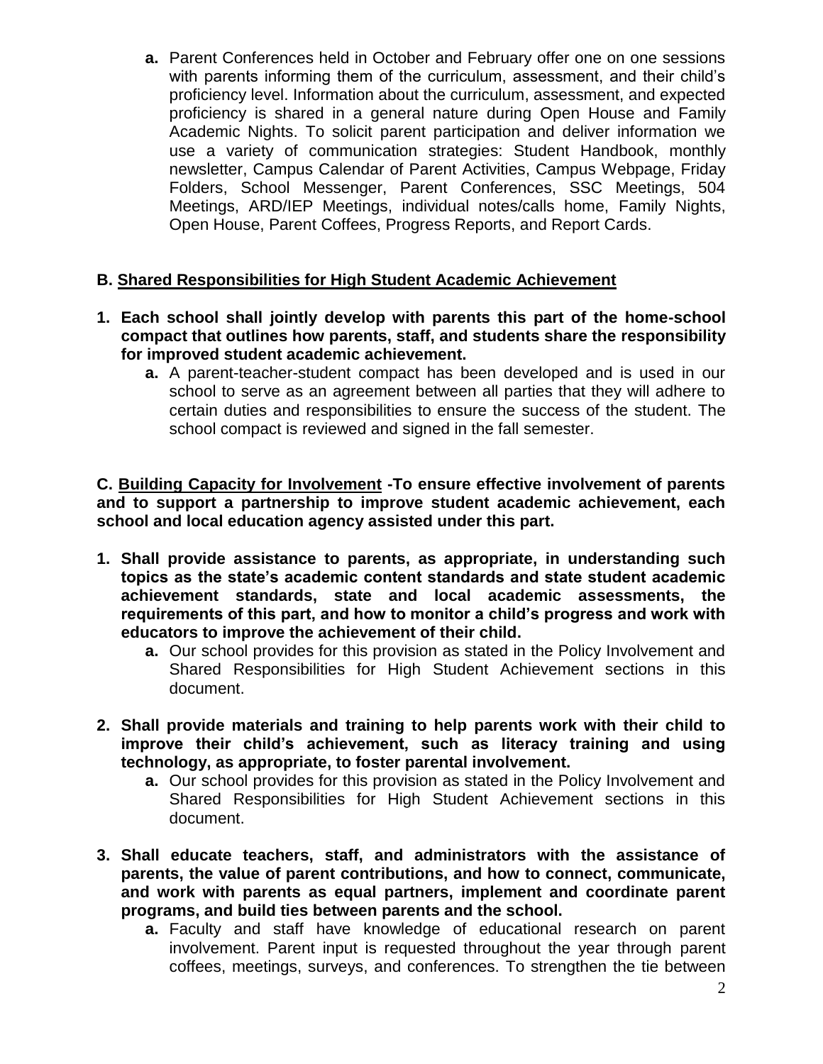a. Parent Conferences held in October and February offer one on one sessions with parents informing them of the curriculum, assessment, and their child's proficiency level. Information about the curriculum, assessment, and expected proficiency is shared in a general nature during Open House and Family Academic Nights. To solicit parent participation and deliver information we use a variety of communication strategies: Student Handbook, monthly newsletter, Campus Calendar of Parent Activities, Campus Webpage, Friday Folders, School Messenger, Parent Conferences, SSC Meetings, 504 Meetings, ARD/IEP Meetings, individual notes/calls home, Family Nights, Open House, Parent Coffees, Progress Reports, and Report Cards.

## B. Shared Responsibilities for High Student Academic Achievement

**1. Each school shall jointly develop with parents this part of the home-school compact that outlines how parents, staff, and students share the responsibility for improved student academic achievement.**

a. A parent-teacher-student compact has been developed and is used in our school to serve as an agreement between all parties that they will adhere to certain duties and responsibilities to ensure the success of the student. The school compact is reviewed and signed in the fall semester.

## C. Building Capacity for Involvement -To ensure effective involvement of parents and to support a partnership to improve student academic achievement, each school and local education agency assisted under this part.

**1. Shall provide assistance to parents, as appropriate, in understanding such topics as the state's academic content standards and state student academic achievement standards, state and local academic assessments, the requirements of this part, and how to monitor a child's progress and work with educators to improve the achievement of their child.**

a. Our school provides for this provision as stated in the Policy Involvement and Shared Responsibilities for High Student Achievement sections in this document.

**2. Shall provide materials and training to help parents work with their child to improve their child's achievement, such as literacy training and using technology, as appropriate, to foster parental involvement.**

a. Our school provides for this provision as stated in the Policy Involvement and Shared Responsibilities for High Student Achievement sections in this document.

**3. Shall educate teachers, staff, and administrators with the assistance of parents, the value of parent contributions, and how to connect, communicate, and work with parents as equal partners, implement and coordinate parent programs, and build ties between parents and the school.**

a. Faculty and staff have knowledge of educational research on parent involvement. Parent input is requested throughout the year through parent coffees, meetings, surveys, and conferences. To strengthen the tie between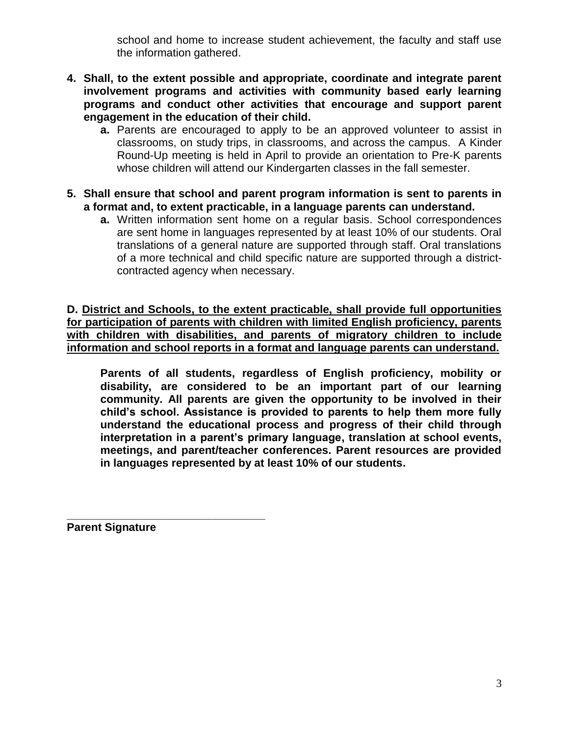school and home to increase student achievement, the faculty and staff use the information gathered.

4. **Shall, to the extent possible and appropriate, coordinate and integrate parent involvement programs and activities with community based early learning programs and conduct other activities that encourage and support parent engagement in the education of their child.**
   - **a.** Parents are encouraged to apply to be an approved volunteer to assist in classrooms, on study trips, in classrooms, and across the campus. A Kinder Round-Up meeting is held in April to provide an orientation to Pre-K parents whose children will attend our Kindergarten classes in the fall semester.

5. **Shall ensure that school and parent program information is sent to parents in a format and, to extent practicable, in a language parents can understand.**
   - **a.** Written information sent home on a regular basis. School correspondences are sent home in languages represented by at least 10% of our students. Oral translations of a general nature are supported through staff. Oral translations of a more technical and child specific nature are supported through a district-contracted agency when necessary.

**D. <u>District and Schools, to the extent practicable, shall provide full opportunities for participation of parents with children with limited English proficiency, parents with children with disabilities, and parents of migratory children to include information and school reports in a format and language parents can understand.</u>**

**Parents of all students, regardless of English proficiency, mobility or disability, are considered to be an important part of our learning community. All parents are given the opportunity to be involved in their child's school. Assistance is provided to parents to help them more fully understand the educational process and progress of their child through interpretation in a parent's primary language, translation at school events, meetings, and parent/teacher conferences. Parent resources are provided in languages represented by at least 10% of our students.**

_________________________________

**Parent Signature**